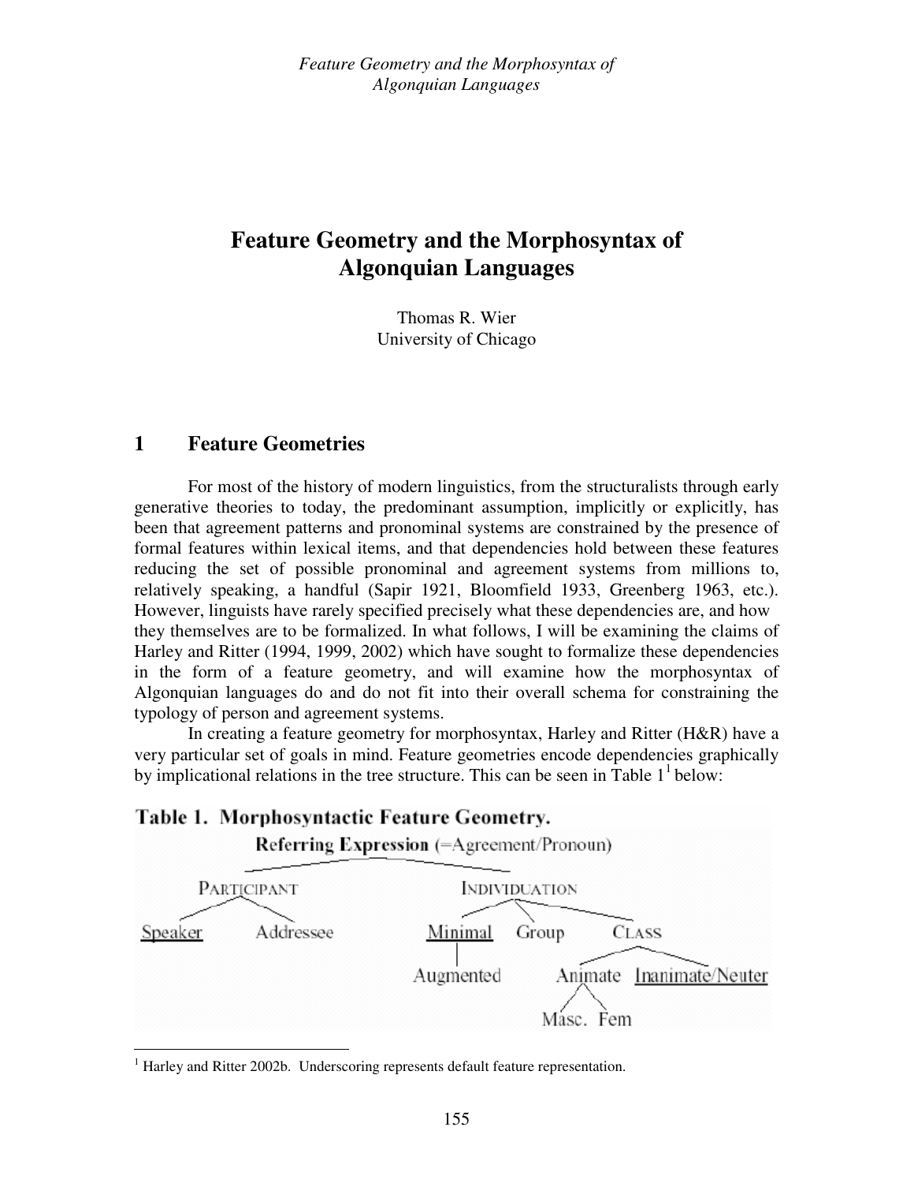# Feature Geometry and the Morphosyntax of Algonquian Languages

Thomas R. Wier
University of Chicago

## 1 Feature Geometries

For most of the history of modern linguistics, from the structuralists through early generative theories to today, the predominant assumption, implicitly or explicitly, has been that agreement patterns and pronominal systems are constrained by the presence of formal features within lexical items, and that dependencies hold between these features reducing the set of possible pronominal and agreement systems from millions to, relatively speaking, a handful (Sapir 1921, Bloomfield 1933, Greenberg 1963, etc.). However, linguists have rarely specified precisely what these dependencies are, and how they themselves are to be formalized. In what follows, I will be examining the claims of Harley and Ritter (1994, 1999, 2002) which have sought to formalize these dependencies in the form of a feature geometry, and will examine how the morphosyntax of Algonquian languages do and do not fit into their overall schema for constraining the typology of person and agreement systems.

In creating a feature geometry for morphosyntax, Harley and Ritter (H&R) have a very particular set of goals in mind. Feature geometries encode dependencies graphically by implicational relations in the tree structure. This can be seen in Table 1[1] below:

**Table 1. Morphosyntactic Feature Geometry.**

```
Referring Expression (=Agreement/Pronoun)
├── PARTICIPANT
│   ├── Speaker (default)
│   └── Addressee
└── INDIVIDUATION
    ├── Minimal (default)
    │   └── Augmented
    ├── Group
    └── CLASS
        ├── Animate
        │   ├── Masc.
        │   └── Fem
        └── Inanimate/Neuter (default)
```

[1] Harley and Ritter 2002b. Underscoring represents default feature representation.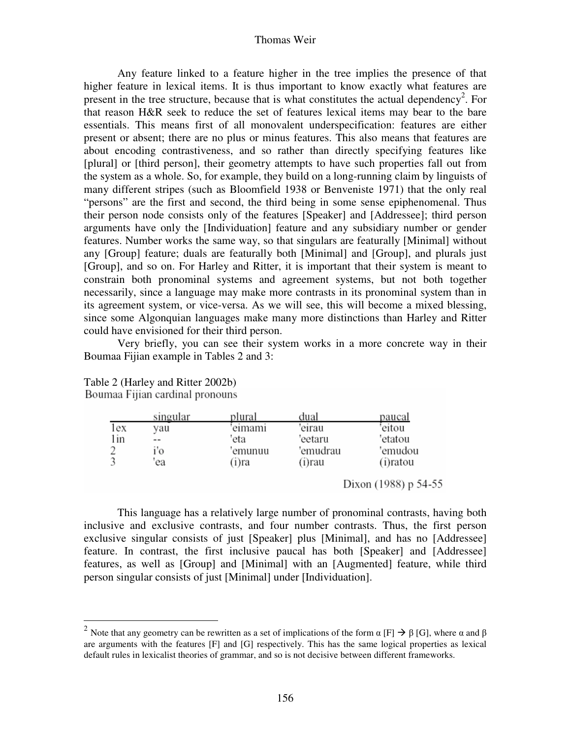Any feature linked to a feature higher in the tree implies the presence of that higher feature in lexical items. It is thus important to know exactly what features are present in the tree structure, because that is what constitutes the actual dependency[2]. For that reason H&R seek to reduce the set of features lexical items may bear to the bare essentials. This means first of all monovalent underspecification: features are either present or absent; there are no plus or minus features. This also means that features are about encoding contrastiveness, and so rather than directly specifying features like [plural] or [third person], their geometry attempts to have such properties fall out from the system as a whole. So, for example, they build on a long-running claim by linguists of many different stripes (such as Bloomfield 1938 or Benveniste 1971) that the only real "persons" are the first and second, the third being in some sense epiphenomenal. Thus their person node consists only of the features [Speaker] and [Addressee]; third person arguments have only the [Individuation] feature and any subsidiary number or gender features. Number works the same way, so that singulars are featurally [Minimal] without any [Group] feature; duals are featurally both [Minimal] and [Group], and plurals just [Group], and so on. For Harley and Ritter, it is important that their system is meant to constrain both pronominal systems and agreement systems, but not both together necessarily, since a language may make more contrasts in its pronominal system than in its agreement system, or vice-versa. As we will see, this will become a mixed blessing, since some Algonquian languages make many more distinctions than Harley and Ritter could have envisioned for their third person.

Very briefly, you can see their system works in a more concrete way in their Boumaa Fijian example in Tables 2 and 3:

Table 2 (Harley and Ritter 2002b)

Boumaa Fijian cardinal pronouns

| | singular | plural | dual | paucal |
|---|---|---|---|---|
| 1ex | yau | 'eimami | 'eirau | 'eitou |
| 1in | -- | 'eta | 'eetaru | 'etatou |
| 2 | i'o | 'emunuu | 'emudrau | 'emudou |
| 3 | 'ea | (i)ra | (i)rau | (i)ratou |

Dixon (1988) p 54-55

This language has a relatively large number of pronominal contrasts, having both inclusive and exclusive contrasts, and four number contrasts. Thus, the first person exclusive singular consists of just [Speaker] plus [Minimal], and has no [Addressee] feature. In contrast, the first inclusive paucal has both [Speaker] and [Addressee] features, as well as [Group] and [Minimal] with an [Augmented] feature, while third person singular consists of just [Minimal] under [Individuation].

[2] Note that any geometry can be rewritten as a set of implications of the form $\alpha$ [F] $\rightarrow$ $\beta$ [G], where $\alpha$ and $\beta$ are arguments with the features [F] and [G] respectively. This has the same logical properties as lexical default rules in lexicalist theories of grammar, and so is not decisive between different frameworks.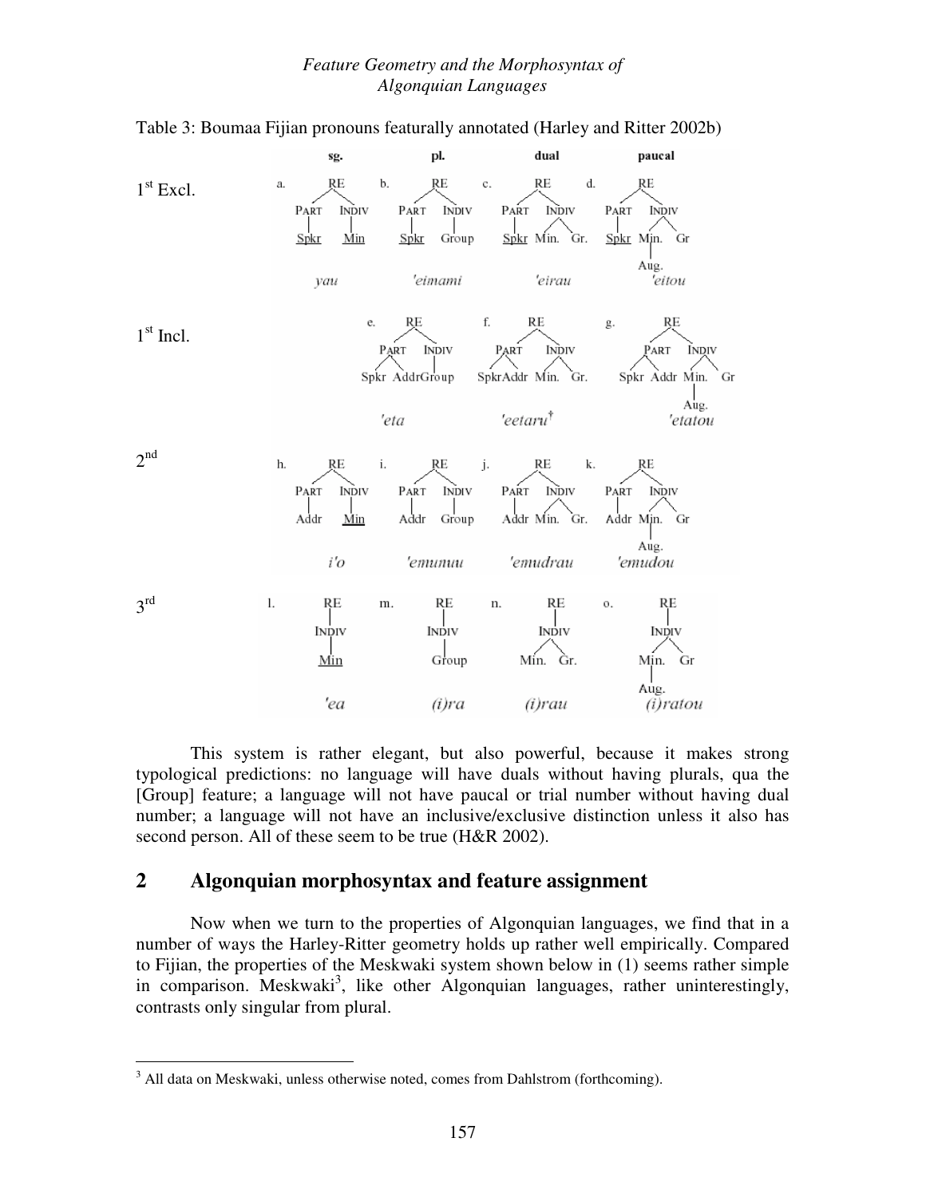Table 3: Boumaa Fijian pronouns featurally annotated (Harley and Ritter 2002b)

| | sg. | pl. | dual | paucal |
|---|---|---|---|---|
| 1st Excl. | a. RE [PART [Spkr], INDIV [Min]] *yau* | b. RE [PART [Spkr], INDIV [Group]] *'eimami* | c. RE [PART [Spkr], INDIV [Min. Gr.]] *'eirau* | d. RE [PART [Spkr], INDIV [Min. [Aug.] Gr]] *'eitou* |
| 1st Incl. | | e. RE [PART [Spkr Addr], INDIV [Group]] *'eta* | f. RE [PART [Spkr Addr], INDIV [Min. Gr.]] *'eetaru*† | g. RE [PART [Spkr Addr], INDIV [Min. [Aug.] Gr]] *'etatou* |
| 2nd | h. RE [PART [Addr], INDIV [Min]] *i'o* | i. RE [PART [Addr], INDIV [Group]] *'emunuu* | j. RE [PART [Addr], INDIV [Min. Gr.]] *'emudrau* | k. RE [PART [Addr], INDIV [Min. [Aug.] Gr]] *'emudou* |
| 3rd | l. RE [INDIV [Min]] *'ea* | m. RE [INDIV [Group]] *(i)ra* | n. RE [INDIV [Min. Gr.]] *(i)rau* | o. RE [INDIV [Min. [Aug.] Gr]] *(i)ratou* |

This system is rather elegant, but also powerful, because it makes strong typological predictions: no language will have duals without having plurals, qua the [Group] feature; a language will not have paucal or trial number without having dual number; a language will not have an inclusive/exclusive distinction unless it also has second person. All of these seem to be true (H&R 2002).

## 2 Algonquian morphosyntax and feature assignment

Now when we turn to the properties of Algonquian languages, we find that in a number of ways the Harley-Ritter geometry holds up rather well empirically. Compared to Fijian, the properties of the Meskwaki system shown below in (1) seems rather simple in comparison. Meskwaki[3], like other Algonquian languages, rather uninterestingly, contrasts only singular from plural.

[3] All data on Meskwaki, unless otherwise noted, comes from Dahlstrom (forthcoming).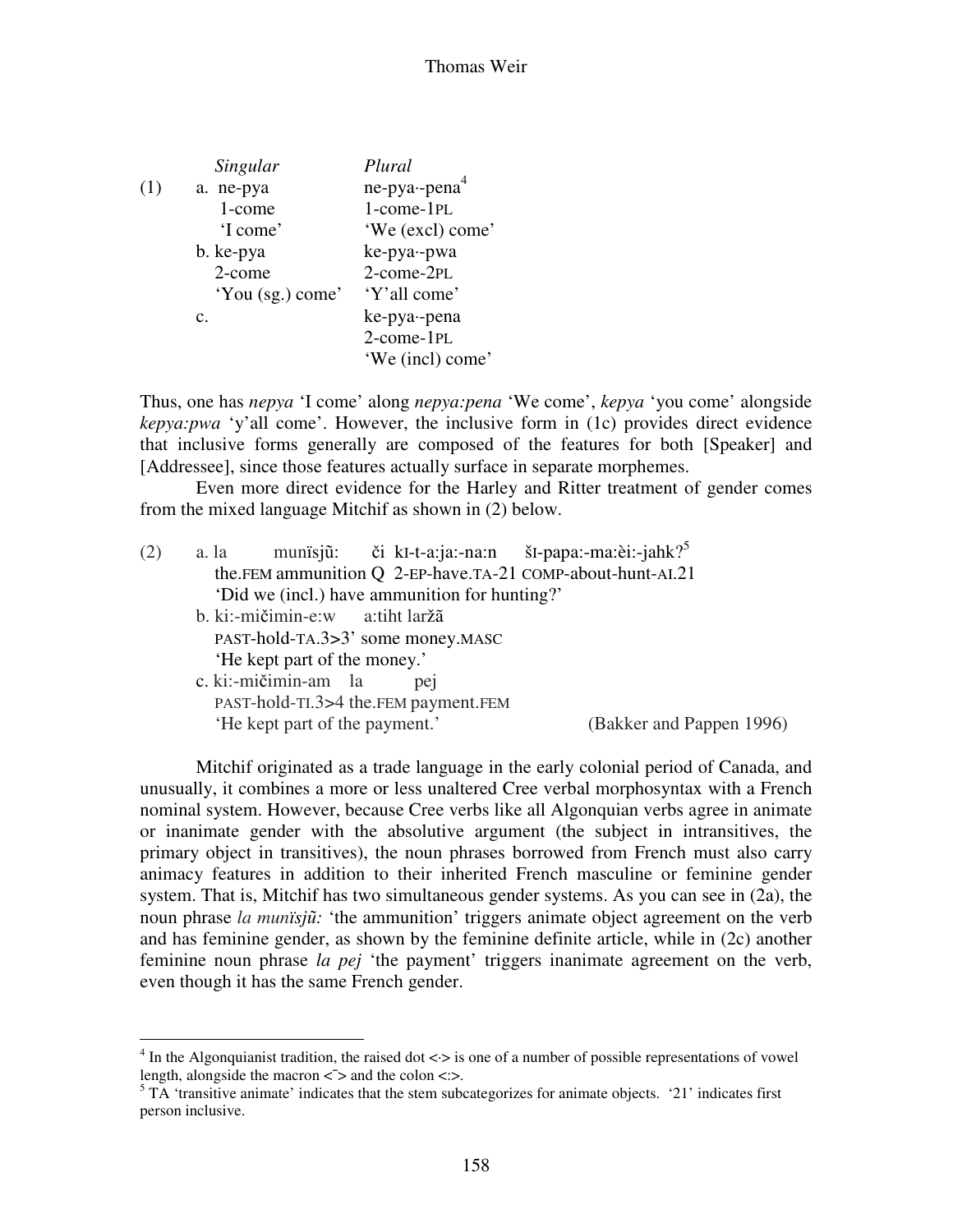|  |  | *Singular* | *Plural* |
|---|---|---|---|
| (1) | a. | ne-pya | ne-pya·-pena[4] |
|  |  | 1-come | 1-come-1PL |
|  |  | 'I come' | 'We (excl) come' |
|  | b. | ke-pya | ke-pya·-pwa |
|  |  | 2-come | 2-come-2PL |
|  |  | 'You (sg.) come' | 'Y'all come' |
|  | c. |  | ke-pya·-pena |
|  |  |  | 2-come-1PL |
|  |  |  | 'We (incl) come' |

Thus, one has *nepya* 'I come' along *nepya:pena* 'We come', *kepya* 'you come' alongside *kepya:pwa* 'y'all come'. However, the inclusive form in (1c) provides direct evidence that inclusive forms generally are composed of the features for both [Speaker] and [Addressee], since those features actually surface in separate morphemes.

Even more direct evidence for the Harley and Ritter treatment of gender comes from the mixed language Mitchif as shown in (2) below.

(2) a. la munïsjũ: či kI-t-a:ja:-na:n šI-papa:-ma:èi:-jahk?[5]
the.FEM ammunition Q 2-EP-have.TA-21 COMP-about-hunt-AI.21
'Did we (incl.) have ammunition for hunting?'

b. ki:-mičimin-e:w a:tiht laržã
PAST-hold-TA.3>3' some money.MASC
'He kept part of the money.'

c. ki:-mičimin-am la pej
PAST-hold-TI.3>4 the.FEM payment.FEM
'He kept part of the payment.' (Bakker and Pappen 1996)

Mitchif originated as a trade language in the early colonial period of Canada, and unusually, it combines a more or less unaltered Cree verbal morphosyntax with a French nominal system. However, because Cree verbs like all Algonquian verbs agree in animate or inanimate gender with the absolutive argument (the subject in intransitives, the primary object in transitives), the noun phrases borrowed from French must also carry animacy features in addition to their inherited French masculine or feminine gender system. That is, Mitchif has two simultaneous gender systems. As you can see in (2a), the noun phrase *la munïsjũ:* 'the ammunition' triggers animate object agreement on the verb and has feminine gender, as shown by the feminine definite article, while in (2c) another feminine noun phrase *la pej* 'the payment' triggers inanimate agreement on the verb, even though it has the same French gender.

---

[4] In the Algonquianist tradition, the raised dot <·> is one of a number of possible representations of vowel length, alongside the macron <¯> and the colon <:>.

[5] TA 'transitive animate' indicates that the stem subcategorizes for animate objects. '21' indicates first person inclusive.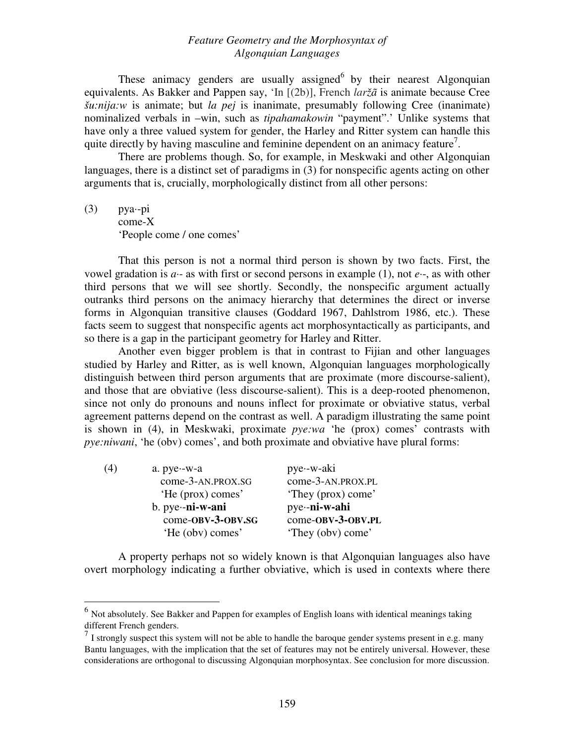These animacy genders are usually assigned[6] by their nearest Algonquian equivalents. As Bakker and Pappen say, 'In [(2b)], French *laržã* is animate because Cree *šu:nija:w* is animate; but *la pej* is inanimate, presumably following Cree (inanimate) nominalized verbals in –win, such as *tipahamakowin* "payment".' Unlike systems that have only a three valued system for gender, the Harley and Ritter system can handle this quite directly by having masculine and feminine dependent on an animacy feature[7].

There are problems though. So, for example, in Meskwaki and other Algonquian languages, there is a distinct set of paradigms in (3) for nonspecific agents acting on other arguments that is, crucially, morphologically distinct from all other persons:

(3) pya·-pi
 come-X
 'People come / one comes'

That this person is not a normal third person is shown by two facts. First, the vowel gradation is *a·-* as with first or second persons in example (1), not *e·-*, as with other third persons that we will see shortly. Secondly, the nonspecific argument actually outranks third persons on the animacy hierarchy that determines the direct or inverse forms in Algonquian transitive clauses (Goddard 1967, Dahlstrom 1986, etc.). These facts seem to suggest that nonspecific agents act morphosyntactically as participants, and so there is a gap in the participant geometry for Harley and Ritter.

Another even bigger problem is that in contrast to Fijian and other languages studied by Harley and Ritter, as is well known, Algonquian languages morphologically distinguish between third person arguments that are proximate (more discourse-salient), and those that are obviative (less discourse-salient). This is a deep-rooted phenomenon, since not only do pronouns and nouns inflect for proximate or obviative status, verbal agreement patterns depend on the contrast as well. A paradigm illustrating the same point is shown in (4), in Meskwaki, proximate *pye:wa* 'he (prox) comes' contrasts with *pye:niwani*, 'he (obv) comes', and both proximate and obviative have plural forms:

(4)

| | |
|---|---|
| a. pye·-w-a | pye·-w-aki |
| come-3-AN.PROX.SG | come-3-AN.PROX.PL |
| 'He (prox) comes' | 'They (prox) come' |
| b. pye·-**ni-w-ani** | pye·-**ni-w-ahi** |
| come-**OBV-3-OBV.SG** | come-**OBV-3-OBV.PL** |
| 'He (obv) comes' | 'They (obv) come' |

A property perhaps not so widely known is that Algonquian languages also have overt morphology indicating a further obviative, which is used in contexts where there

[6] Not absolutely. See Bakker and Pappen for examples of English loans with identical meanings taking different French genders.

[7] I strongly suspect this system will not be able to handle the baroque gender systems present in e.g. many Bantu languages, with the implication that the set of features may not be entirely universal. However, these considerations are orthogonal to discussing Algonquian morphosyntax. See conclusion for more discussion.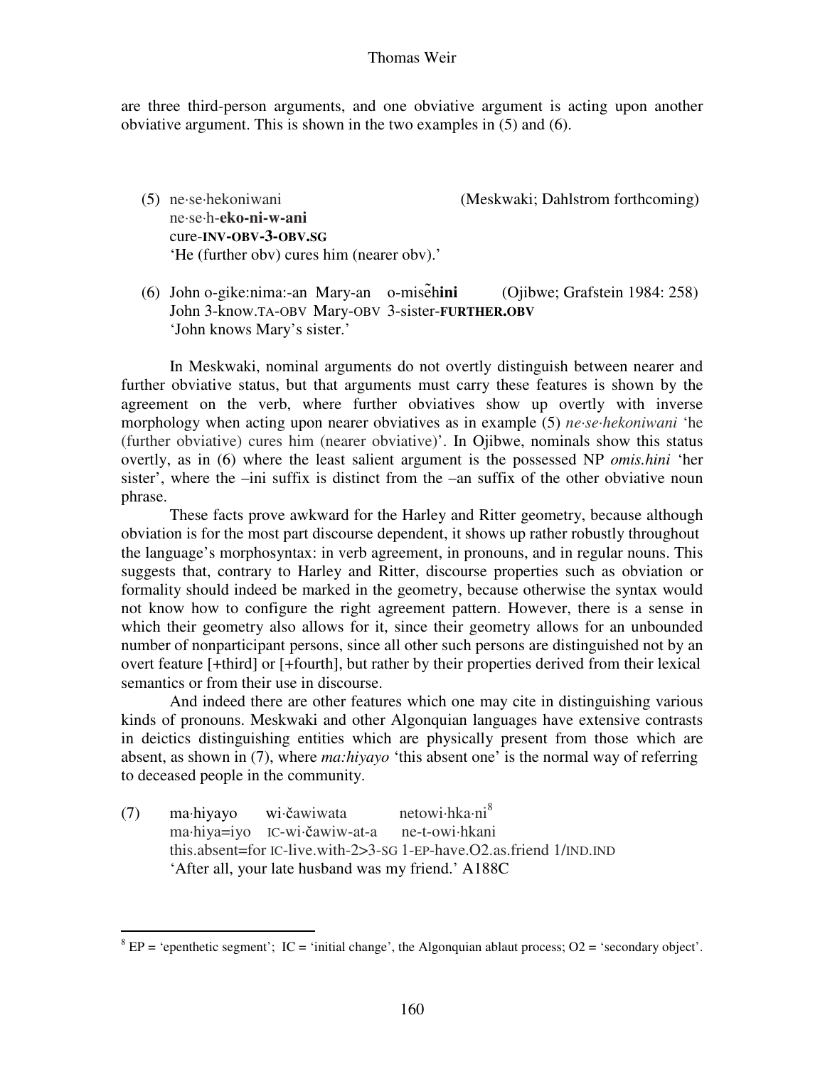are three third-person arguments, and one obviative argument is acting upon another obviative argument. This is shown in the two examples in (5) and (6).

(5) ne·se·hekoniwani (Meskwaki; Dahlstrom forthcoming)  
ne·se·h-**eko-ni-w-ani**  
cure-**INV-OBV-3-OBV.SG**  
'He (further obv) cures him (nearer obv).'

(6) John o-gike:nima:-an Mary-an o-misẽh**ini** (Ojibwe; Grafstein 1984: 258)  
John 3-know.TA-OBV Mary-OBV 3-sister-**FURTHER.OBV**  
'John knows Mary's sister.'

In Meskwaki, nominal arguments do not overtly distinguish between nearer and further obviative status, but that arguments must carry these features is shown by the agreement on the verb, where further obviatives show up overtly with inverse morphology when acting upon nearer obviatives as in example (5) *ne·se·hekoniwani* 'he (further obviative) cures him (nearer obviative)'. In Ojibwe, nominals show this status overtly, as in (6) where the least salient argument is the possessed NP *omis.hini* 'her sister', where the –ini suffix is distinct from the –an suffix of the other obviative noun phrase.

These facts prove awkward for the Harley and Ritter geometry, because although obviation is for the most part discourse dependent, it shows up rather robustly throughout the language's morphosyntax: in verb agreement, in pronouns, and in regular nouns. This suggests that, contrary to Harley and Ritter, discourse properties such as obviation or formality should indeed be marked in the geometry, because otherwise the syntax would not know how to configure the right agreement pattern. However, there is a sense in which their geometry also allows for it, since their geometry allows for an unbounded number of nonparticipant persons, since all other such persons are distinguished not by an overt feature [+third] or [+fourth], but rather by their properties derived from their lexical semantics or from their use in discourse.

And indeed there are other features which one may cite in distinguishing various kinds of pronouns. Meskwaki and other Algonquian languages have extensive contrasts in deictics distinguishing entities which are physically present from those which are absent, as shown in (7), where *ma:hiyayo* 'this absent one' is the normal way of referring to deceased people in the community.

(7) ma·hiyayo wi·čawiwata netowi·hka·ni[8]  
ma·hiya=iyo IC-wi·čawiw-at-a ne-t-owi·hkani  
this.absent=for IC-live.with-2>3-SG 1-EP-have.O2.as.friend 1/IND.IND  
'After all, your late husband was my friend.' A188C

[8] EP = 'epenthetic segment'; IC = 'initial change', the Algonquian ablaut process; O2 = 'secondary object'.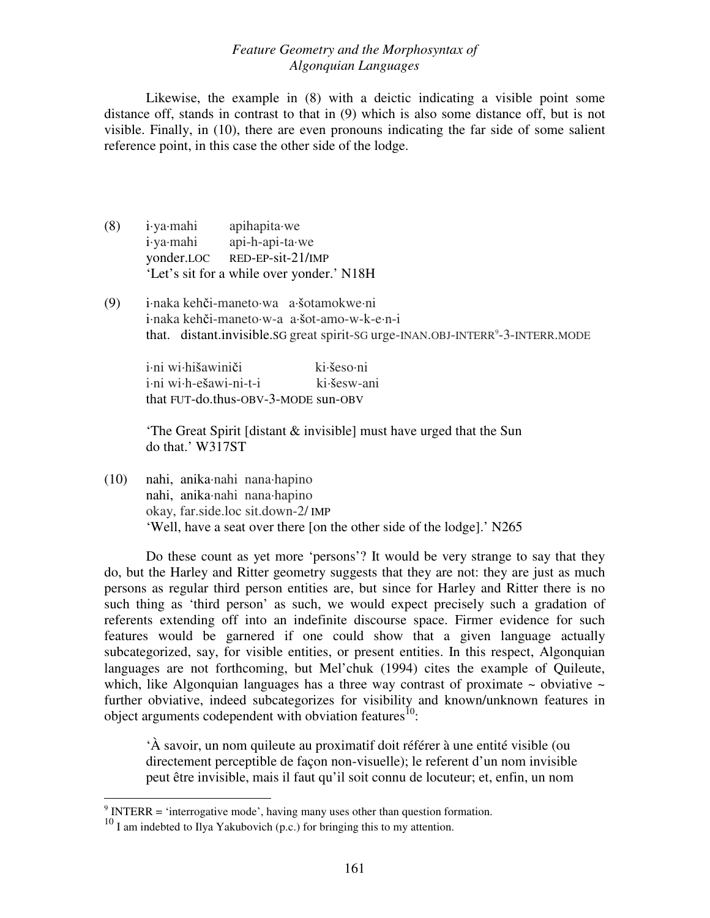Likewise, the example in (8) with a deictic indicating a visible point some distance off, stands in contrast to that in (9) which is also some distance off, but is not visible. Finally, in (10), there are even pronouns indicating the far side of some salient reference point, in this case the other side of the lodge.

(8) i·ya·mahi apihapita·we
i·ya·mahi api-h-api-ta·we
yonder.LOC RED-EP-sit-21/IMP
'Let's sit for a while over yonder.' N18H

(9) i·naka kehči-maneto·wa a·šotamokwe·ni
i·naka kehči-maneto·w-a a·šot-amo-w-k-e·n-i
that. distant.invisible.SG great spirit-SG urge-INAN.OBJ-INTERR[9]-3-INTERR.MODE

i·ni wi·hišawiniči ki·šeso·ni
i·ni wi·h-ešawi-ni-t-i ki·šesw-ani
that FUT-do.thus-OBV-3-MODE sun-OBV

'The Great Spirit [distant & invisible] must have urged that the Sun do that.' W317ST

(10) nahi, anika·nahi nana·hapino
nahi, anika·nahi nana·hapino
okay, far.side.loc sit.down-2/ IMP
'Well, have a seat over there [on the other side of the lodge].' N265

Do these count as yet more 'persons'? It would be very strange to say that they do, but the Harley and Ritter geometry suggests that they are not: they are just as much persons as regular third person entities are, but since for Harley and Ritter there is no such thing as 'third person' as such, we would expect precisely such a gradation of referents extending off into an indefinite discourse space. Firmer evidence for such features would be garnered if one could show that a given language actually subcategorized, say, for visible entities, or present entities. In this respect, Algonquian languages are not forthcoming, but Mel'chuk (1994) cites the example of Quileute, which, like Algonquian languages has a three way contrast of proximate ~ obviative ~ further obviative, indeed subcategorizes for visibility and known/unknown features in object arguments codependent with obviation features[10]:

> 'À savoir, un nom quileute au proximatif doit référer à une entité visible (ou directement perceptible de façon non-visuelle); le referent d'un nom invisible peut être invisible, mais il faut qu'il soit connu de locuteur; et, enfin, un nom

[9] INTERR = 'interrogative mode', having many uses other than question formation.

[10] I am indebted to Ilya Yakubovich (p.c.) for bringing this to my attention.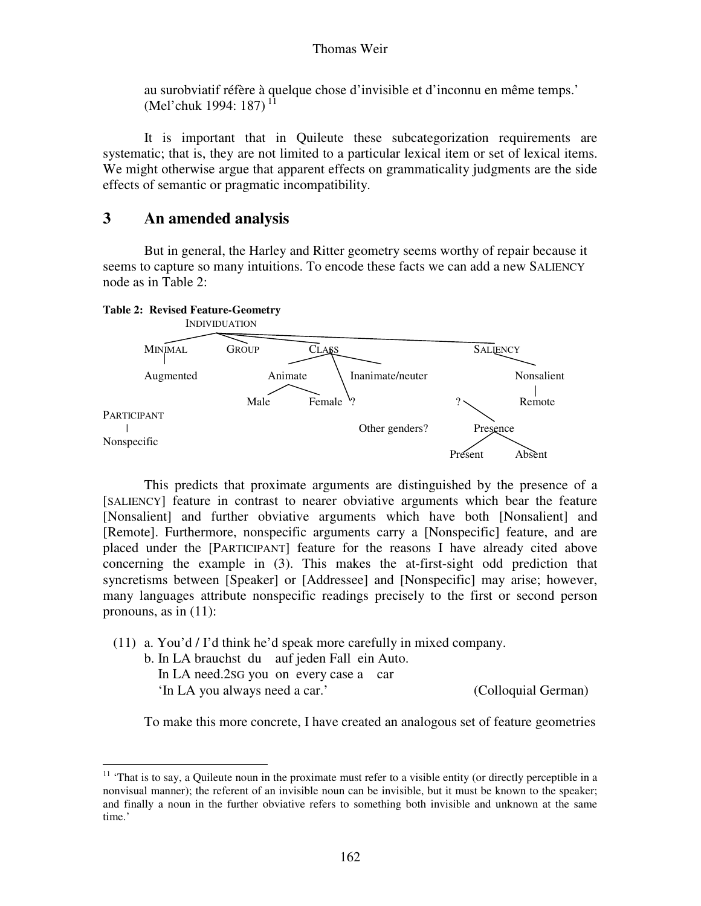au surobviatif réfère à quelque chose d'invisible et d'inconnu en même temps.' (Mel'chuk 1994: 187)[11]

It is important that in Quileute these subcategorization requirements are systematic; that is, they are not limited to a particular lexical item or set of lexical items. We might otherwise argue that apparent effects on grammaticality judgments are the side effects of semantic or pragmatic incompatibility.

## 3 An amended analysis

But in general, the Harley and Ritter geometry seems worthy of repair because it seems to capture so many intuitions. To encode these facts we can add a new SALIENCY node as in Table 2:

**Table 2: Revised Feature-Geometry**

```
                INDIVIDUATION
       /          |          \                          \
   MINIMAL      GROUP        CLASS                       SALIENCY
      |                    /   |   \                         \
  Augmented          Animate   |   Inanimate/neuter        Nonsalient
                     /     \   |                                |
                  Male  Female ?                    ?           Remote
PARTICIPANT                                          \
     |                        Other genders?          Presence
Nonspecific                                           /      \
                                                  Present   Absent
```

This predicts that proximate arguments are distinguished by the presence of a [SALIENCY] feature in contrast to nearer obviative arguments which bear the feature [Nonsalient] and further obviative arguments which have both [Nonsalient] and [Remote]. Furthermore, nonspecific arguments carry a [Nonspecific] feature, and are placed under the [PARTICIPANT] feature for the reasons I have already cited above concerning the example in (3). This makes the at-first-sight odd prediction that syncretisms between [Speaker] or [Addressee] and [Nonspecific] may arise; however, many languages attribute nonspecific readings precisely to the first or second person pronouns, as in (11):

(11) a. You'd / I'd think he'd speak more carefully in mixed company.
b. In LA brauchst du auf jeden Fall ein Auto.
In LA need.2SG you on every case a car
'In LA you always need a car.' (Colloquial German)

To make this more concrete, I have created an analogous set of feature geometries

[11] 'That is to say, a Quileute noun in the proximate must refer to a visible entity (or directly perceptible in a nonvisual manner); the referent of an invisible noun can be invisible, but it must be known to the speaker; and finally a noun in the further obviative refers to something both invisible and unknown at the same time.'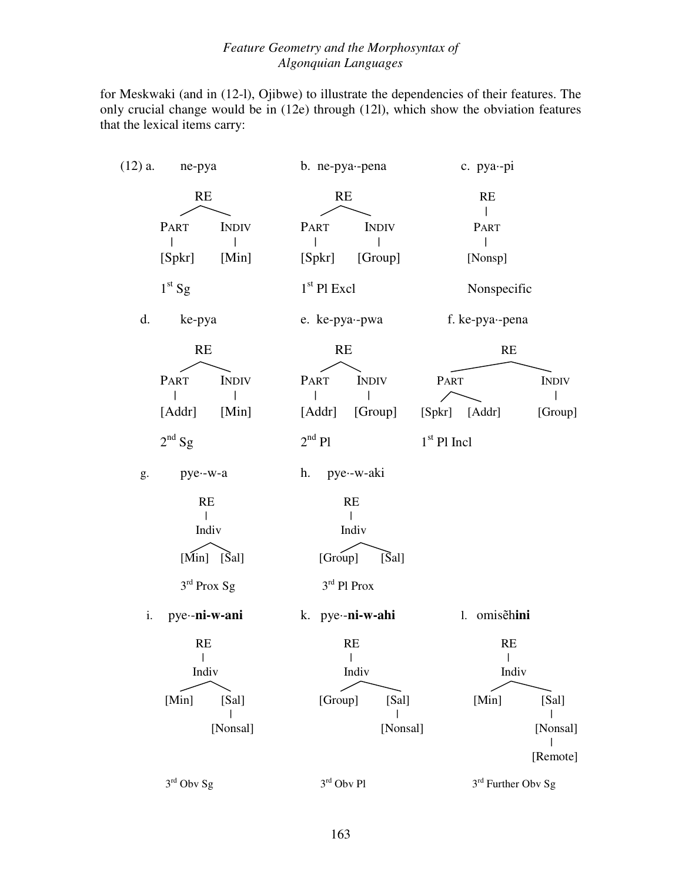for Meskwaki (and in (12-l), Ojibwe) to illustrate the dependencies of their features. The only crucial change would be in (12e) through (12l), which show the obviation features that the lexical items carry:

(12)

a. ne-pya

```
      RE
     /  \
  PART   INDIV
   |       |
 [Spkr]  [Min]
```

1st Sg

b. ne-pya·-pena

```
      RE
     /  \
  PART   INDIV
   |       |
 [Spkr]  [Group]
```

1st Pl Excl

c. pya·-pi

```
    RE
    |
   PART
    |
 [Nonsp]
```

Nonspecific

d. ke-pya

```
      RE
     /  \
  PART   INDIV
   |       |
 [Addr]  [Min]
```

2nd Sg

e. ke-pya·-pwa

```
      RE
     /  \
  PART   INDIV
   |       |
 [Addr]  [Group]
```

2nd Pl

f. ke-pya·-pena

```
            RE
          /    \
      PART      INDIV
      /  \        |
 [Spkr] [Addr]  [Group]
```

1st Pl Incl

g. pye·-w-a

```
     RE
     |
   Indiv
   /   \
 [Min] [Sal]
```

3rd Prox Sg

h. pye·-w-aki

```
      RE
      |
    Indiv
    /    \
 [Group] [Sal]
```

3rd Pl Prox

i. pye·-**ni-w-ani**

```
     RE
     |
   Indiv
   /   \
 [Min] [Sal]
         |
      [Nonsal]
```

3rd Obv Sg

k. pye·-**ni-w-ahi**

```
      RE
      |
    Indiv
    /    \
 [Group] [Sal]
           |
        [Nonsal]
```

3rd Obv Pl

l. omisẽh**ini**

```
     RE
     |
   Indiv
   /   \
 [Min] [Sal]
         |
      [Nonsal]
         |
      [Remote]
```

3rd Further Obv Sg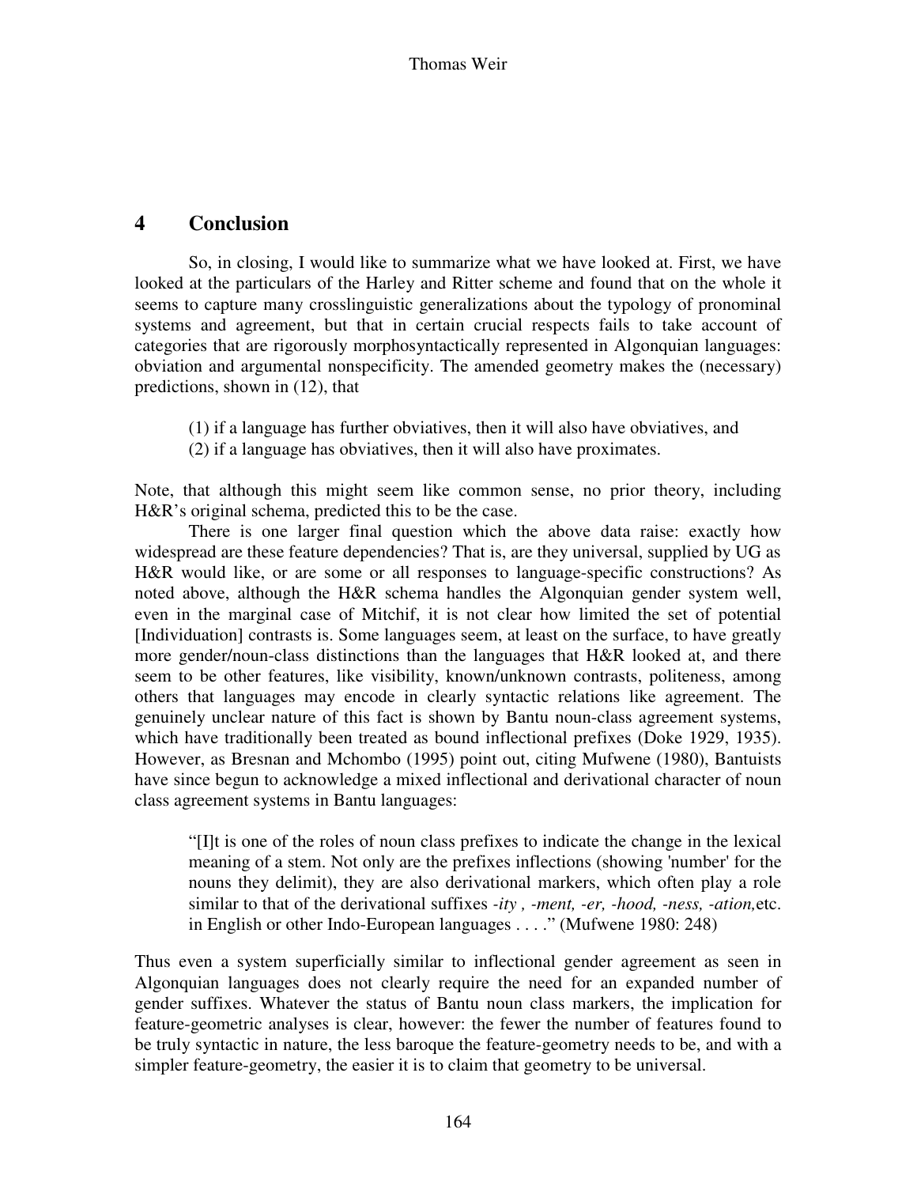## 4 Conclusion

So, in closing, I would like to summarize what we have looked at. First, we have looked at the particulars of the Harley and Ritter scheme and found that on the whole it seems to capture many crosslinguistic generalizations about the typology of pronominal systems and agreement, but that in certain crucial respects fails to take account of categories that are rigorously morphosyntactically represented in Algonquian languages: obviation and argumental nonspecificity. The amended geometry makes the (necessary) predictions, shown in (12), that

(1) if a language has further obviatives, then it will also have obviatives, and
(2) if a language has obviatives, then it will also have proximates.

Note, that although this might seem like common sense, no prior theory, including H&R's original schema, predicted this to be the case.

There is one larger final question which the above data raise: exactly how widespread are these feature dependencies? That is, are they universal, supplied by UG as H&R would like, or are some or all responses to language-specific constructions? As noted above, although the H&R schema handles the Algonquian gender system well, even in the marginal case of Mitchif, it is not clear how limited the set of potential [Individuation] contrasts is. Some languages seem, at least on the surface, to have greatly more gender/noun-class distinctions than the languages that H&R looked at, and there seem to be other features, like visibility, known/unknown contrasts, politeness, among others that languages may encode in clearly syntactic relations like agreement. The genuinely unclear nature of this fact is shown by Bantu noun-class agreement systems, which have traditionally been treated as bound inflectional prefixes (Doke 1929, 1935). However, as Bresnan and Mchombo (1995) point out, citing Mufwene (1980), Bantuists have since begun to acknowledge a mixed inflectional and derivational character of noun class agreement systems in Bantu languages:

> "[I]t is one of the roles of noun class prefixes to indicate the change in the lexical meaning of a stem. Not only are the prefixes inflections (showing 'number' for the nouns they delimit), they are also derivational markers, which often play a role similar to that of the derivational suffixes *-ity , -ment, -er, -hood, -ness, -ation,*etc. in English or other Indo-European languages . . . ." (Mufwene 1980: 248)

Thus even a system superficially similar to inflectional gender agreement as seen in Algonquian languages does not clearly require the need for an expanded number of gender suffixes. Whatever the status of Bantu noun class markers, the implication for feature-geometric analyses is clear, however: the fewer the number of features found to be truly syntactic in nature, the less baroque the feature-geometry needs to be, and with a simpler feature-geometry, the easier it is to claim that geometry to be universal.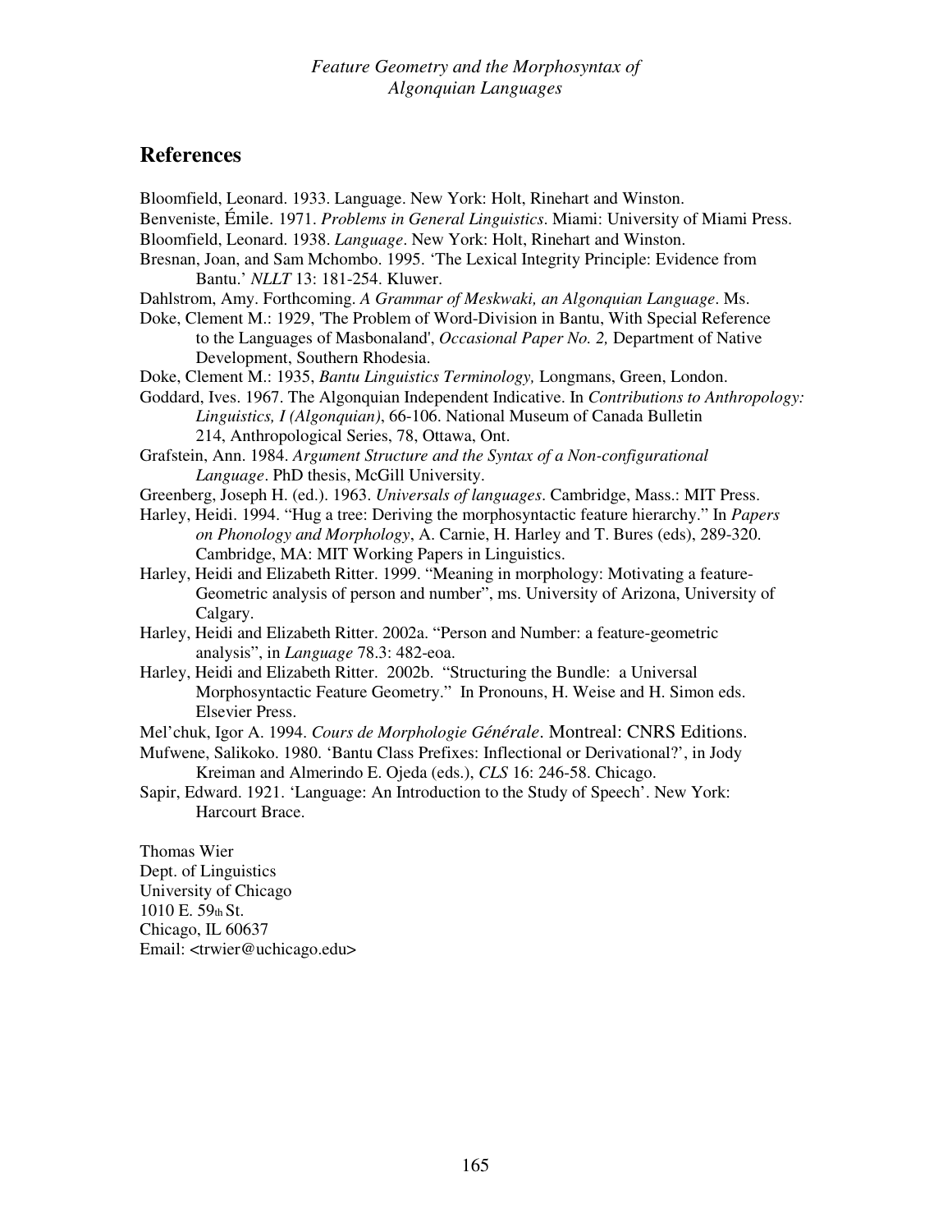## References

Bloomfield, Leonard. 1933. Language. New York: Holt, Rinehart and Winston.

Benveniste, Émile. 1971. *Problems in General Linguistics*. Miami: University of Miami Press.

Bloomfield, Leonard. 1938. *Language*. New York: Holt, Rinehart and Winston.

Bresnan, Joan, and Sam Mchombo. 1995. 'The Lexical Integrity Principle: Evidence from Bantu.' *NLLT* 13: 181-254. Kluwer.

Dahlstrom, Amy. Forthcoming. *A Grammar of Meskwaki, an Algonquian Language*. Ms.

Doke, Clement M.: 1929, 'The Problem of Word-Division in Bantu, With Special Reference to the Languages of Masbonaland', *Occasional Paper No. 2,* Department of Native Development, Southern Rhodesia.

Doke, Clement M.: 1935, *Bantu Linguistics Terminology,* Longmans, Green, London.

Goddard, Ives. 1967. The Algonquian Independent Indicative. In *Contributions to Anthropology: Linguistics, I (Algonquian)*, 66-106. National Museum of Canada Bulletin 214, Anthropological Series, 78, Ottawa, Ont.

Grafstein, Ann. 1984. *Argument Structure and the Syntax of a Non-configurational Language*. PhD thesis, McGill University.

Greenberg, Joseph H. (ed.). 1963. *Universals of languages*. Cambridge, Mass.: MIT Press.

Harley, Heidi. 1994. "Hug a tree: Deriving the morphosyntactic feature hierarchy." In *Papers on Phonology and Morphology*, A. Carnie, H. Harley and T. Bures (eds), 289-320. Cambridge, MA: MIT Working Papers in Linguistics.

Harley, Heidi and Elizabeth Ritter. 1999. "Meaning in morphology: Motivating a feature-Geometric analysis of person and number", ms. University of Arizona, University of Calgary.

Harley, Heidi and Elizabeth Ritter. 2002a. "Person and Number: a feature-geometric analysis", in *Language* 78.3: 482-eoa.

Harley, Heidi and Elizabeth Ritter. 2002b. "Structuring the Bundle: a Universal Morphosyntactic Feature Geometry." In Pronouns, H. Weise and H. Simon eds. Elsevier Press.

Mel'chuk, Igor A. 1994. *Cours de Morphologie Générale*. Montreal: CNRS Editions.

Mufwene, Salikoko. 1980. 'Bantu Class Prefixes: Inflectional or Derivational?', in Jody Kreiman and Almerindo E. Ojeda (eds.), *CLS* 16: 246-58. Chicago.

Sapir, Edward. 1921. 'Language: An Introduction to the Study of Speech'. New York: Harcourt Brace.

Thomas Wier
Dept. of Linguistics
University of Chicago
1010 E. 59th St.
Chicago, IL 60637
Email: <trwier@uchicago.edu>